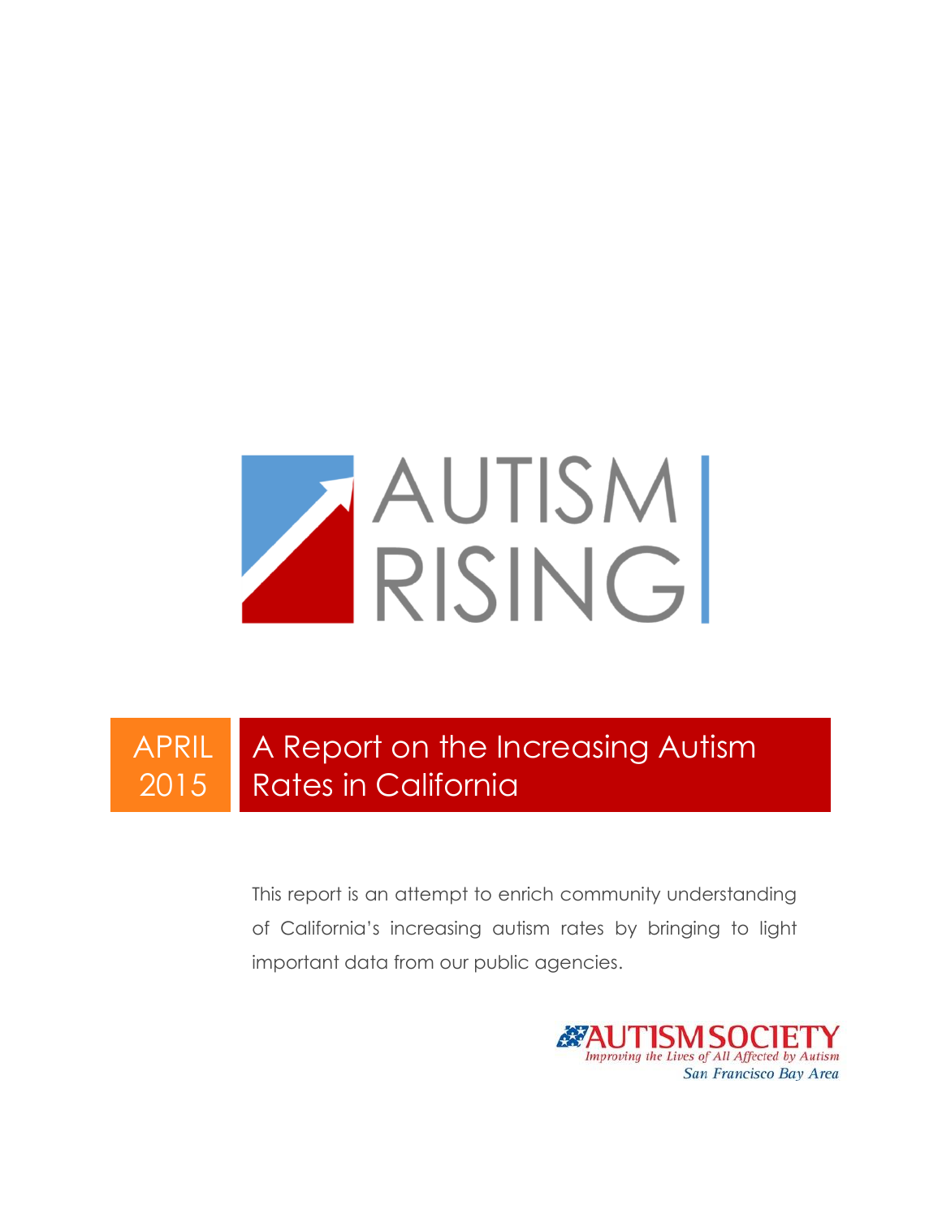# AUTISM RISING

APRIL 2015

## A Report on the Increasing Autism Rates in California

This report is an attempt to enrich community understanding of California's increasing autism rates by bringing to light important data from our public agencies.

AUTISM SOCIETY
*Improving the Lives of All Affected by Autism*
*San Francisco Bay Area*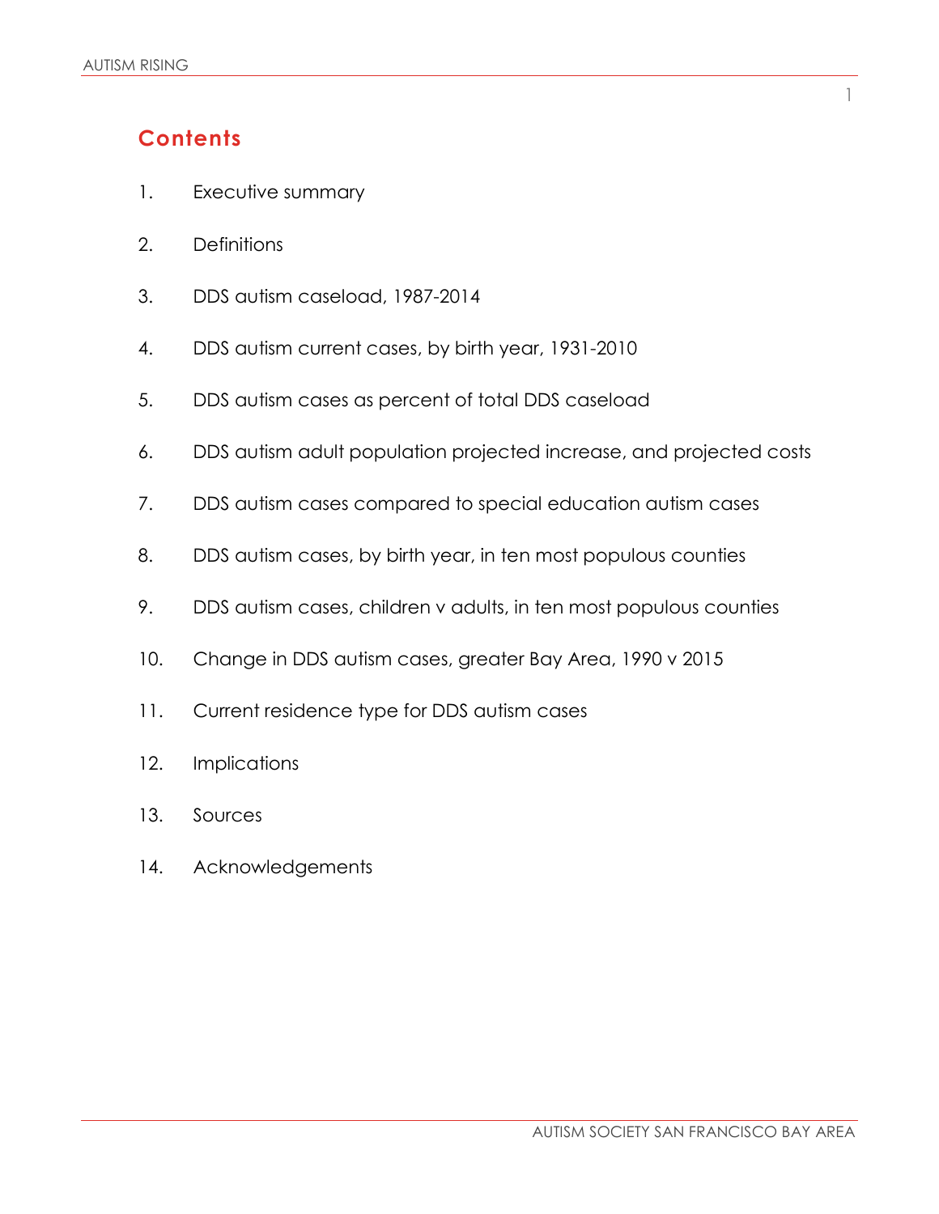## Contents

1. Executive summary
2. Definitions
3. DDS autism caseload, 1987-2014
4. DDS autism current cases, by birth year, 1931-2010
5. DDS autism cases as percent of total DDS caseload
6. DDS autism adult population projected increase, and projected costs
7. DDS autism cases compared to special education autism cases
8. DDS autism cases, by birth year, in ten most populous counties
9. DDS autism cases, children v adults, in ten most populous counties
10. Change in DDS autism cases, greater Bay Area, 1990 v 2015
11. Current residence type for DDS autism cases
12. Implications
13. Sources
14. Acknowledgements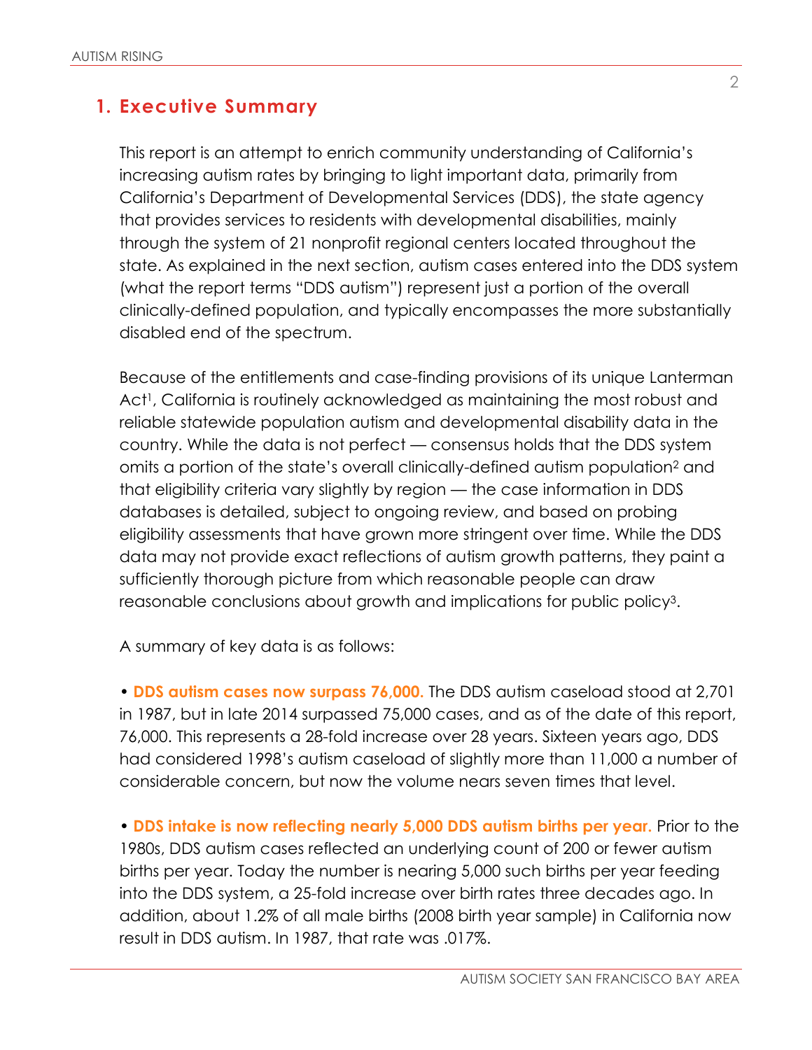## 1. Executive Summary

This report is an attempt to enrich community understanding of California's increasing autism rates by bringing to light important data, primarily from California's Department of Developmental Services (DDS), the state agency that provides services to residents with developmental disabilities, mainly through the system of 21 nonprofit regional centers located throughout the state. As explained in the next section, autism cases entered into the DDS system (what the report terms "DDS autism") represent just a portion of the overall clinically-defined population, and typically encompasses the more substantially disabled end of the spectrum.

Because of the entitlements and case-finding provisions of its unique Lanterman Act[1], California is routinely acknowledged as maintaining the most robust and reliable statewide population autism and developmental disability data in the country. While the data is not perfect — consensus holds that the DDS system omits a portion of the state's overall clinically-defined autism population[2] and that eligibility criteria vary slightly by region — the case information in DDS databases is detailed, subject to ongoing review, and based on probing eligibility assessments that have grown more stringent over time. While the DDS data may not provide exact reflections of autism growth patterns, they paint a sufficiently thorough picture from which reasonable people can draw reasonable conclusions about growth and implications for public policy[3].

A summary of key data is as follows:

- **DDS autism cases now surpass 76,000.** The DDS autism caseload stood at 2,701 in 1987, but in late 2014 surpassed 75,000 cases, and as of the date of this report, 76,000. This represents a 28-fold increase over 28 years. Sixteen years ago, DDS had considered 1998's autism caseload of slightly more than 11,000 a number of considerable concern, but now the volume nears seven times that level.

- **DDS intake is now reflecting nearly 5,000 DDS autism births per year.** Prior to the 1980s, DDS autism cases reflected an underlying count of 200 or fewer autism births per year. Today the number is nearing 5,000 such births per year feeding into the DDS system, a 25-fold increase over birth rates three decades ago. In addition, about 1.2% of all male births (2008 birth year sample) in California now result in DDS autism. In 1987, that rate was .017%.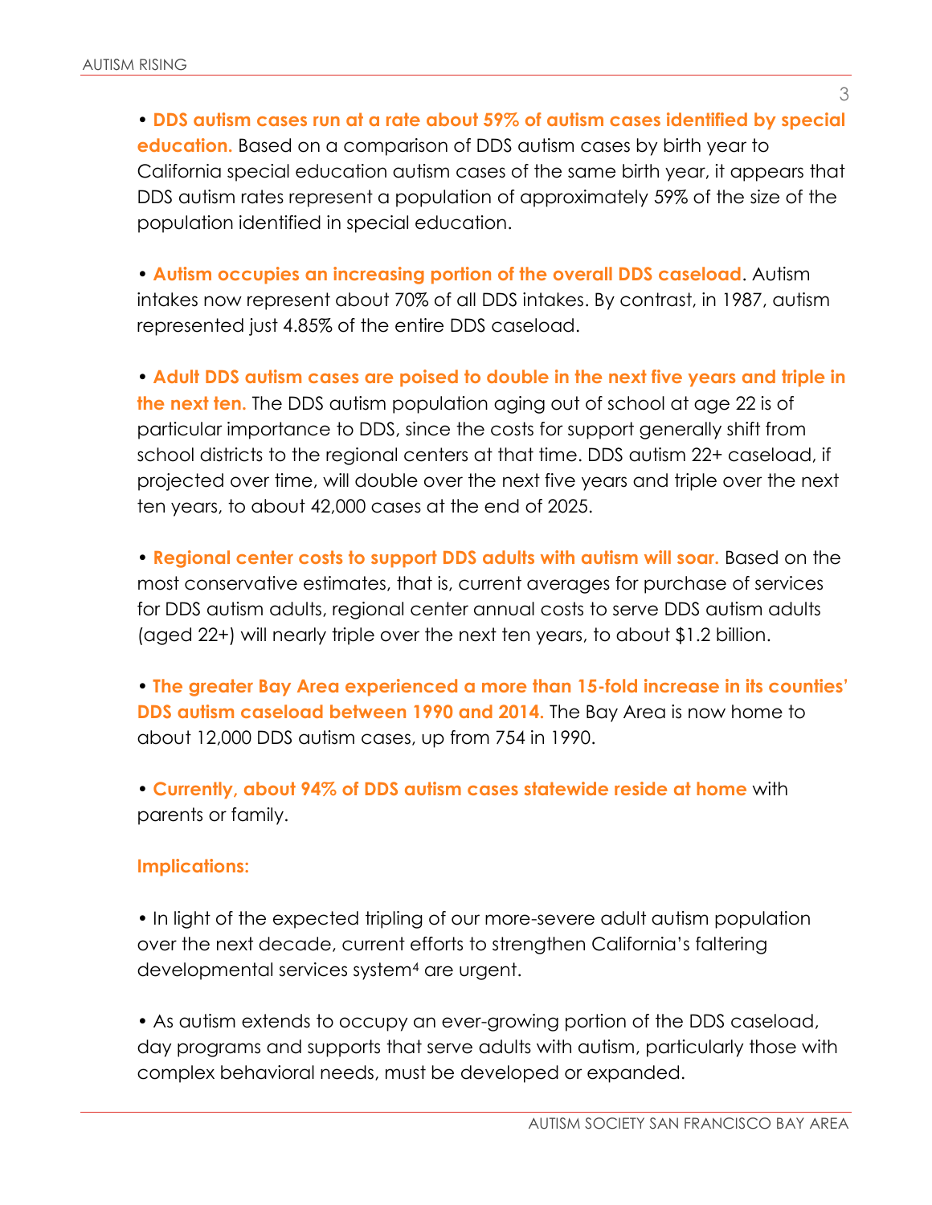- **DDS autism cases run at a rate about 59% of autism cases identified by special education.** Based on a comparison of DDS autism cases by birth year to California special education autism cases of the same birth year, it appears that DDS autism rates represent a population of approximately 59% of the size of the population identified in special education.

- **Autism occupies an increasing portion of the overall DDS caseload**. Autism intakes now represent about 70% of all DDS intakes. By contrast, in 1987, autism represented just 4.85% of the entire DDS caseload.

- **Adult DDS autism cases are poised to double in the next five years and triple in the next ten.** The DDS autism population aging out of school at age 22 is of particular importance to DDS, since the costs for support generally shift from school districts to the regional centers at that time. DDS autism 22+ caseload, if projected over time, will double over the next five years and triple over the next ten years, to about 42,000 cases at the end of 2025.

- **Regional center costs to support DDS adults with autism will soar.** Based on the most conservative estimates, that is, current averages for purchase of services for DDS autism adults, regional center annual costs to serve DDS autism adults (aged 22+) will nearly triple over the next ten years, to about $1.2 billion.

- **The greater Bay Area experienced a more than 15-fold increase in its counties' DDS autism caseload between 1990 and 2014.** The Bay Area is now home to about 12,000 DDS autism cases, up from 754 in 1990.

- **Currently, about 94% of DDS autism cases statewide reside at home** with parents or family.

**Implications:**

- In light of the expected tripling of our more-severe adult autism population over the next decade, current efforts to strengthen California's faltering developmental services system[4] are urgent.

- As autism extends to occupy an ever-growing portion of the DDS caseload, day programs and supports that serve adults with autism, particularly those with complex behavioral needs, must be developed or expanded.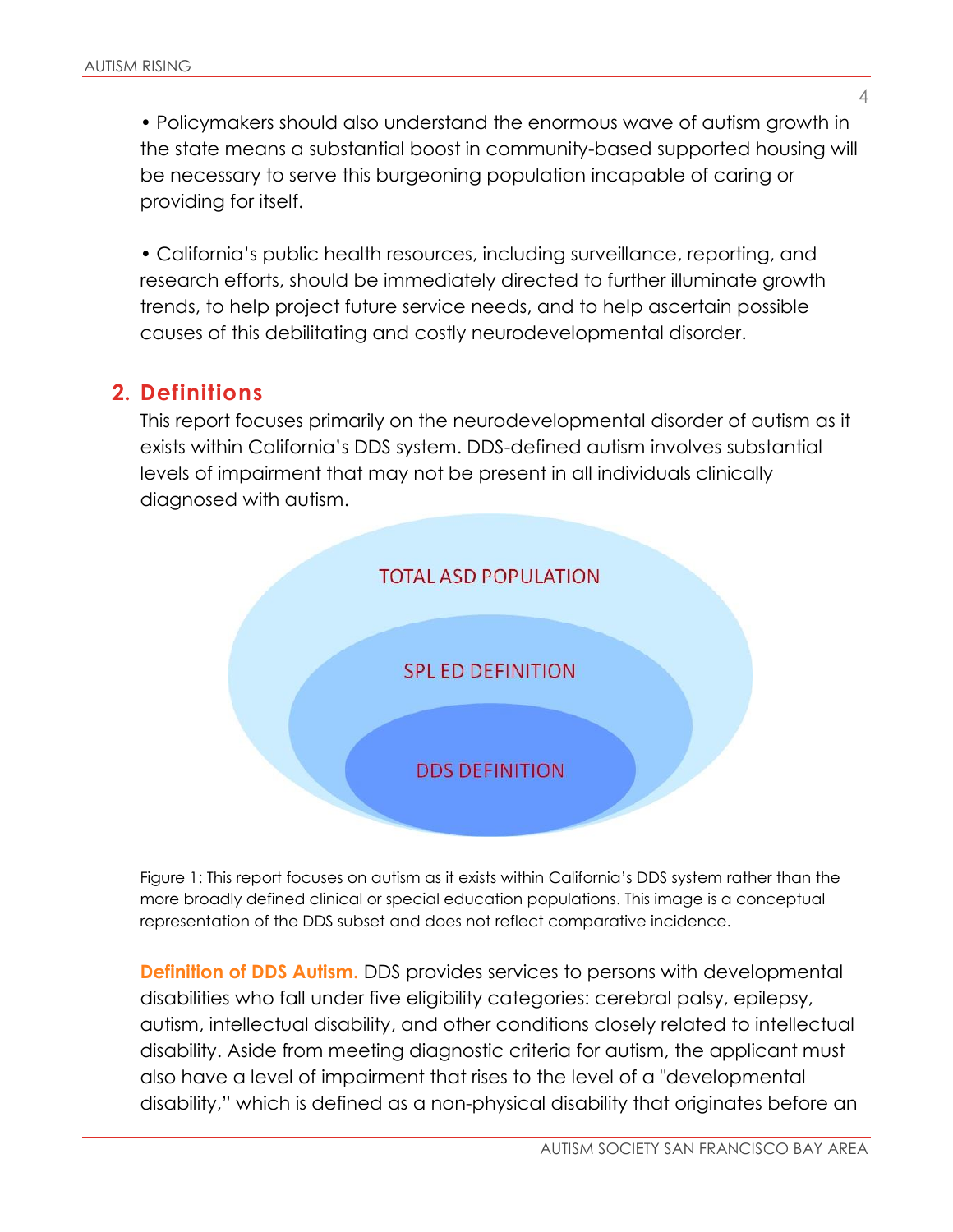• Policymakers should also understand the enormous wave of autism growth in the state means a substantial boost in community-based supported housing will be necessary to serve this burgeoning population incapable of caring or providing for itself.

• California's public health resources, including surveillance, reporting, and research efforts, should be immediately directed to further illuminate growth trends, to help project future service needs, and to help ascertain possible causes of this debilitating and costly neurodevelopmental disorder.

## 2. Definitions

This report focuses primarily on the neurodevelopmental disorder of autism as it exists within California's DDS system. DDS-defined autism involves substantial levels of impairment that may not be present in all individuals clinically diagnosed with autism.

TOTAL ASD POPULATION

SPL ED DEFINITION

DDS DEFINITION

Figure 1: This report focuses on autism as it exists within California's DDS system rather than the more broadly defined clinical or special education populations. This image is a conceptual representation of the DDS subset and does not reflect comparative incidence.

**Definition of DDS Autism.** DDS provides services to persons with developmental disabilities who fall under five eligibility categories: cerebral palsy, epilepsy, autism, intellectual disability, and other conditions closely related to intellectual disability. Aside from meeting diagnostic criteria for autism, the applicant must also have a level of impairment that rises to the level of a "developmental disability," which is defined as a non-physical disability that originates before an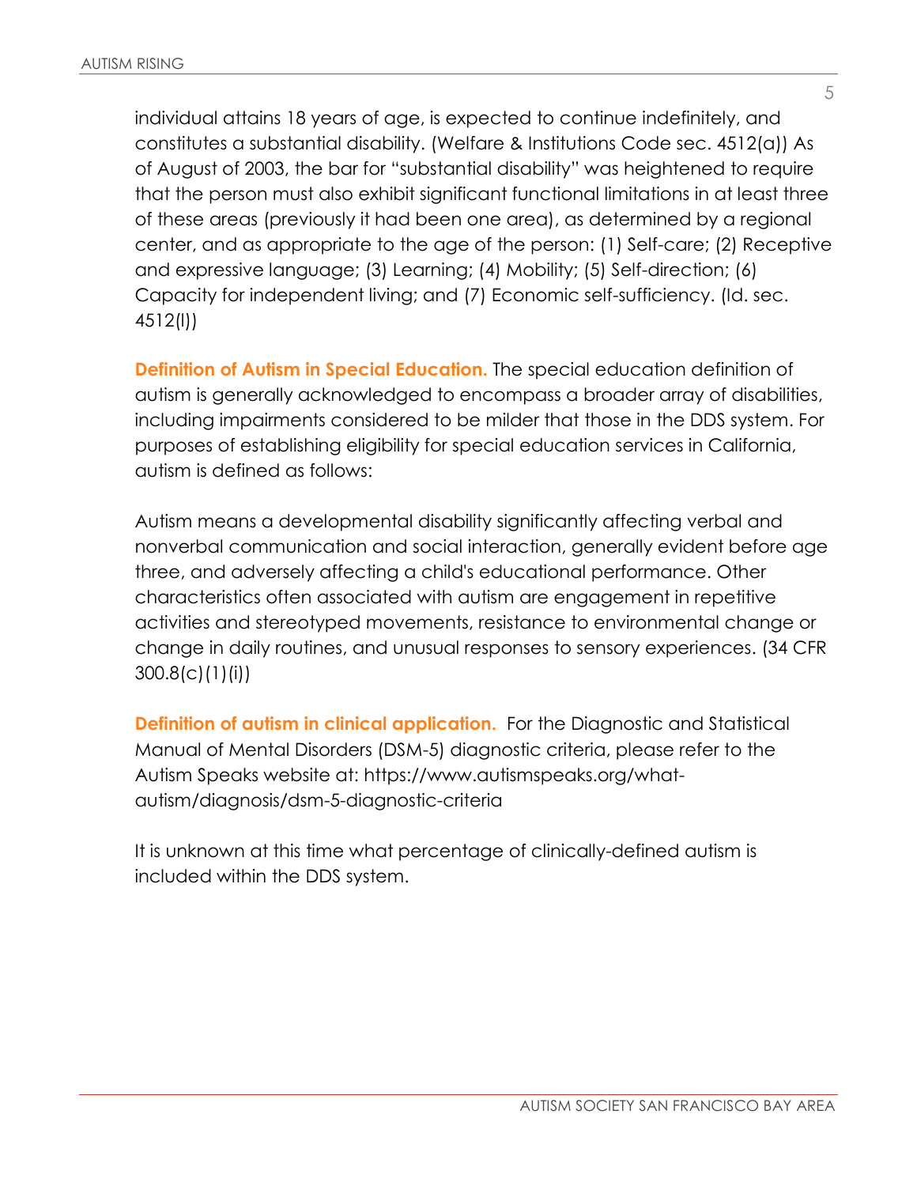individual attains 18 years of age, is expected to continue indefinitely, and constitutes a substantial disability. (Welfare & Institutions Code sec. 4512(a)) As of August of 2003, the bar for "substantial disability" was heightened to require that the person must also exhibit significant functional limitations in at least three of these areas (previously it had been one area), as determined by a regional center, and as appropriate to the age of the person: (1) Self-care; (2) Receptive and expressive language; (3) Learning; (4) Mobility; (5) Self-direction; (6) Capacity for independent living; and (7) Economic self-sufficiency. (Id. sec. 4512(l))

**Definition of Autism in Special Education.** The special education definition of autism is generally acknowledged to encompass a broader array of disabilities, including impairments considered to be milder that those in the DDS system. For purposes of establishing eligibility for special education services in California, autism is defined as follows:

Autism means a developmental disability significantly affecting verbal and nonverbal communication and social interaction, generally evident before age three, and adversely affecting a child's educational performance. Other characteristics often associated with autism are engagement in repetitive activities and stereotyped movements, resistance to environmental change or change in daily routines, and unusual responses to sensory experiences. (34 CFR 300.8(c)(1)(i))

**Definition of autism in clinical application.** For the Diagnostic and Statistical Manual of Mental Disorders (DSM-5) diagnostic criteria, please refer to the Autism Speaks website at: https://www.autismspeaks.org/what-autism/diagnosis/dsm-5-diagnostic-criteria

It is unknown at this time what percentage of clinically-defined autism is included within the DDS system.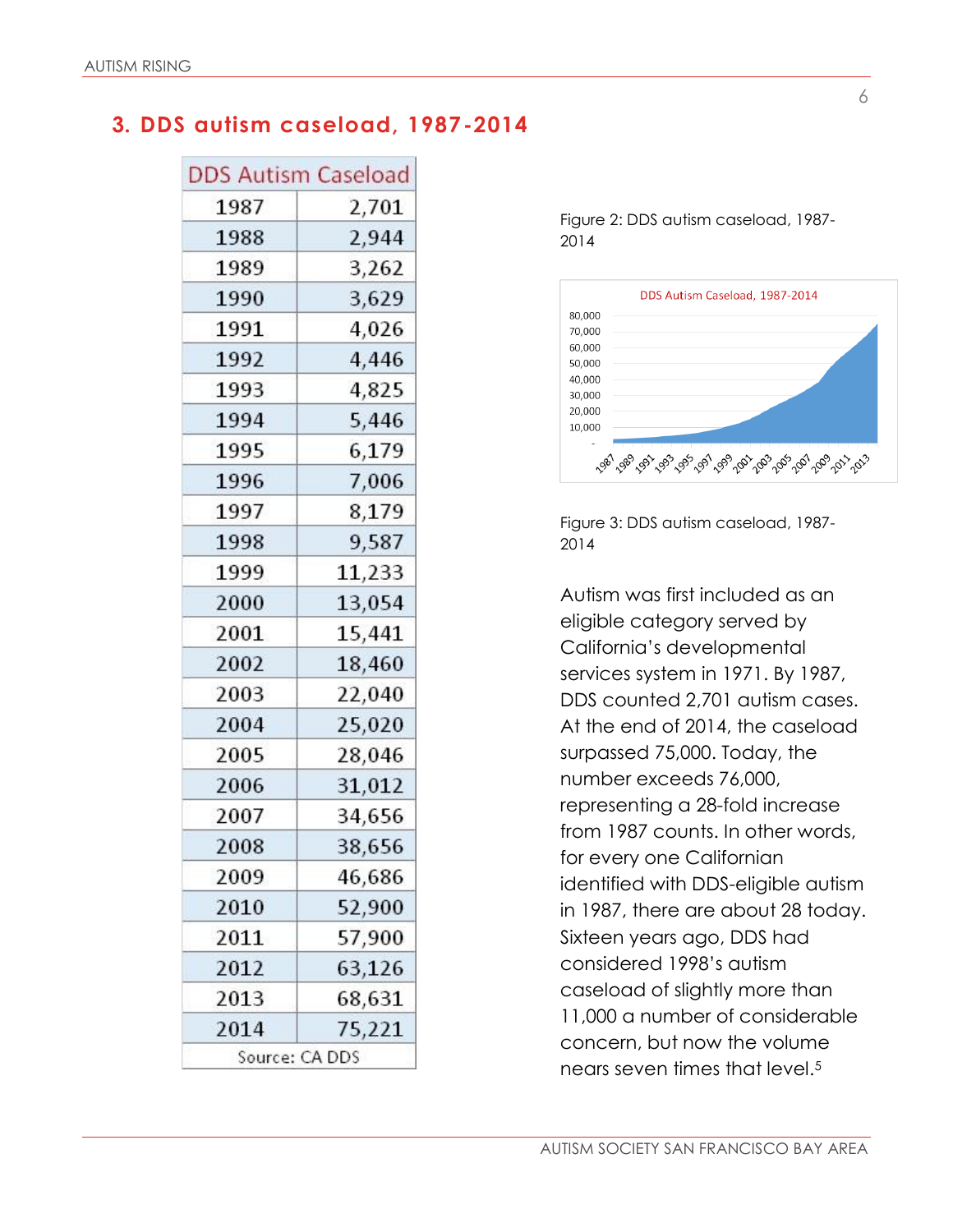## 3. DDS autism caseload, 1987-2014

| DDS Autism Caseload | |
|---|---|
| 1987 | 2,701 |
| 1988 | 2,944 |
| 1989 | 3,262 |
| 1990 | 3,629 |
| 1991 | 4,026 |
| 1992 | 4,446 |
| 1993 | 4,825 |
| 1994 | 5,446 |
| 1995 | 6,179 |
| 1996 | 7,006 |
| 1997 | 8,179 |
| 1998 | 9,587 |
| 1999 | 11,233 |
| 2000 | 13,054 |
| 2001 | 15,441 |
| 2002 | 18,460 |
| 2003 | 22,040 |
| 2004 | 25,020 |
| 2005 | 28,046 |
| 2006 | 31,012 |
| 2007 | 34,656 |
| 2008 | 38,656 |
| 2009 | 46,686 |
| 2010 | 52,900 |
| 2011 | 57,900 |
| 2012 | 63,126 |
| 2013 | 68,631 |
| 2014 | 75,221 |
| Source: CA DDS | |

Figure 2: DDS autism caseload, 1987-2014

Figure 3: DDS autism caseload, 1987-2014

Autism was first included as an eligible category served by California's developmental services system in 1971. By 1987, DDS counted 2,701 autism cases. At the end of 2014, the caseload surpassed 75,000. Today, the number exceeds 76,000, representing a 28-fold increase from 1987 counts. In other words, for every one Californian identified with DDS-eligible autism in 1987, there are about 28 today. Sixteen years ago, DDS had considered 1998's autism caseload of slightly more than 11,000 a number of considerable concern, but now the volume nears seven times that level.[5]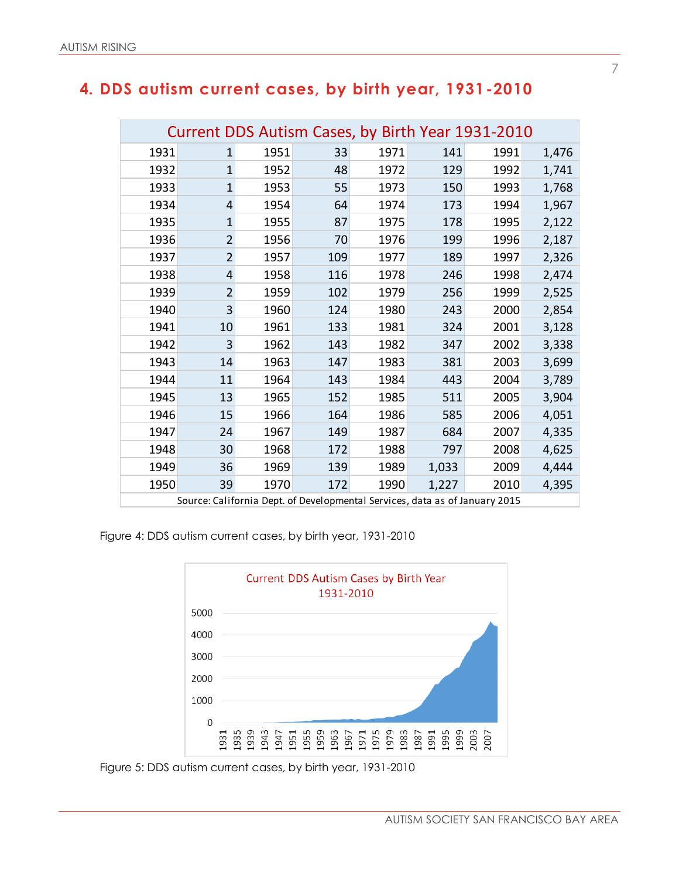## 4. DDS autism current cases, by birth year, 1931-2010

| Current DDS Autism Cases, by Birth Year 1931-2010 | | | | | | | |
|---|---|---|---|---|---|---|---|
| 1931 | 1 | 1951 | 33 | 1971 | 141 | 1991 | 1,476 |
| 1932 | 1 | 1952 | 48 | 1972 | 129 | 1992 | 1,741 |
| 1933 | 1 | 1953 | 55 | 1973 | 150 | 1993 | 1,768 |
| 1934 | 4 | 1954 | 64 | 1974 | 173 | 1994 | 1,967 |
| 1935 | 1 | 1955 | 87 | 1975 | 178 | 1995 | 2,122 |
| 1936 | 2 | 1956 | 70 | 1976 | 199 | 1996 | 2,187 |
| 1937 | 2 | 1957 | 109 | 1977 | 189 | 1997 | 2,326 |
| 1938 | 4 | 1958 | 116 | 1978 | 246 | 1998 | 2,474 |
| 1939 | 2 | 1959 | 102 | 1979 | 256 | 1999 | 2,525 |
| 1940 | 3 | 1960 | 124 | 1980 | 243 | 2000 | 2,854 |
| 1941 | 10 | 1961 | 133 | 1981 | 324 | 2001 | 3,128 |
| 1942 | 3 | 1962 | 143 | 1982 | 347 | 2002 | 3,338 |
| 1943 | 14 | 1963 | 147 | 1983 | 381 | 2003 | 3,699 |
| 1944 | 11 | 1964 | 143 | 1984 | 443 | 2004 | 3,789 |
| 1945 | 13 | 1965 | 152 | 1985 | 511 | 2005 | 3,904 |
| 1946 | 15 | 1966 | 164 | 1986 | 585 | 2006 | 4,051 |
| 1947 | 24 | 1967 | 149 | 1987 | 684 | 2007 | 4,335 |
| 1948 | 30 | 1968 | 172 | 1988 | 797 | 2008 | 4,625 |
| 1949 | 36 | 1969 | 139 | 1989 | 1,033 | 2009 | 4,444 |
| 1950 | 39 | 1970 | 172 | 1990 | 1,227 | 2010 | 4,395 |

Source: California Dept. of Developmental Services, data as of January 2015

Figure 4: DDS autism current cases, by birth year, 1931-2010

Figure 5: DDS autism current cases, by birth year, 1931-2010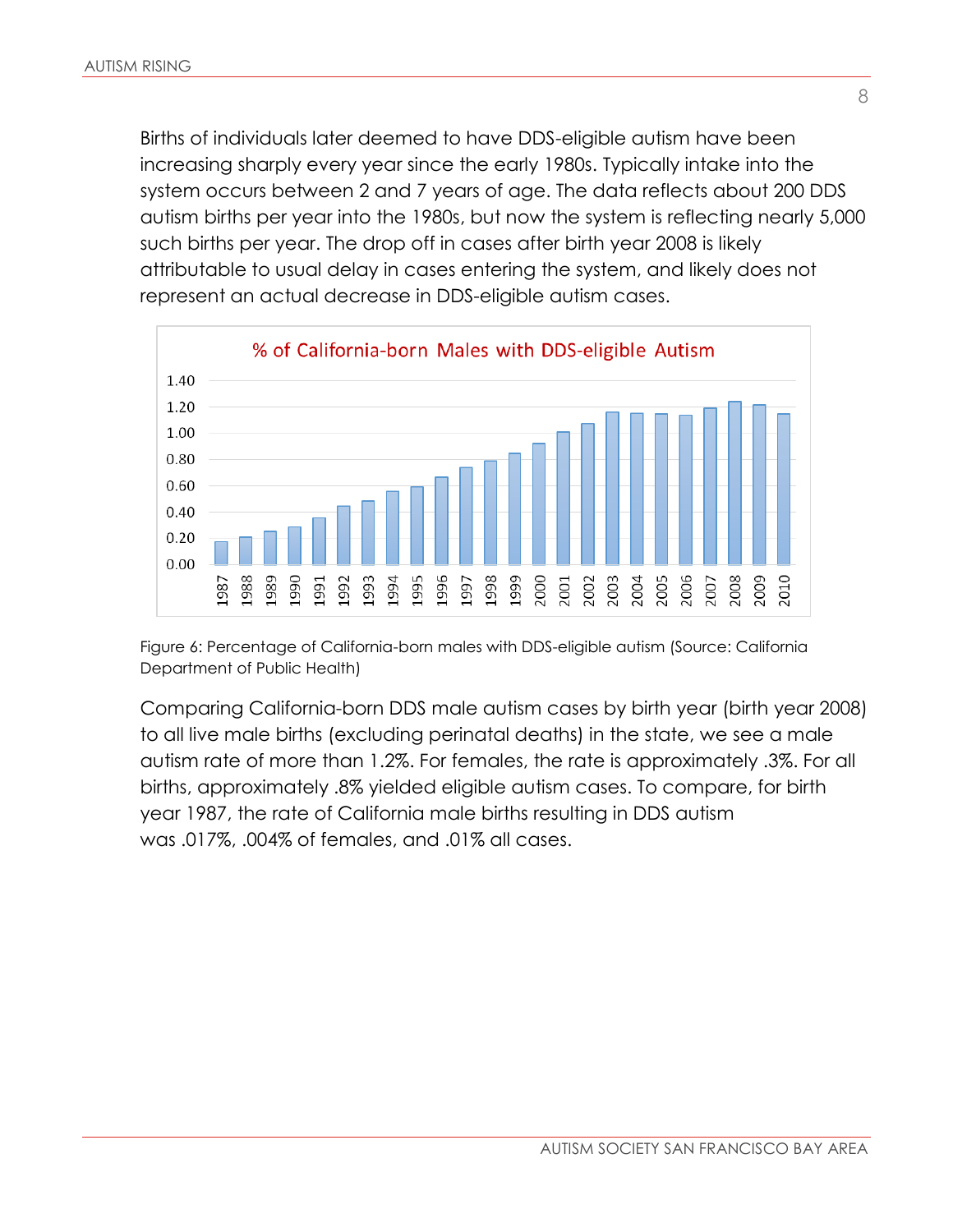Births of individuals later deemed to have DDS-eligible autism have been increasing sharply every year since the early 1980s. Typically intake into the system occurs between 2 and 7 years of age. The data reflects about 200 DDS autism births per year into the 1980s, but now the system is reflecting nearly 5,000 such births per year. The drop off in cases after birth year 2008 is likely attributable to usual delay in cases entering the system, and likely does not represent an actual decrease in DDS-eligible autism cases.

Figure 6: Percentage of California-born males with DDS-eligible autism (Source: California Department of Public Health)

Comparing California-born DDS male autism cases by birth year (birth year 2008) to all live male births (excluding perinatal deaths) in the state, we see a male autism rate of more than 1.2%. For females, the rate is approximately .3%. For all births, approximately .8% yielded eligible autism cases. To compare, for birth year 1987, the rate of California male births resulting in DDS autism was .017%, .004% of females, and .01% all cases.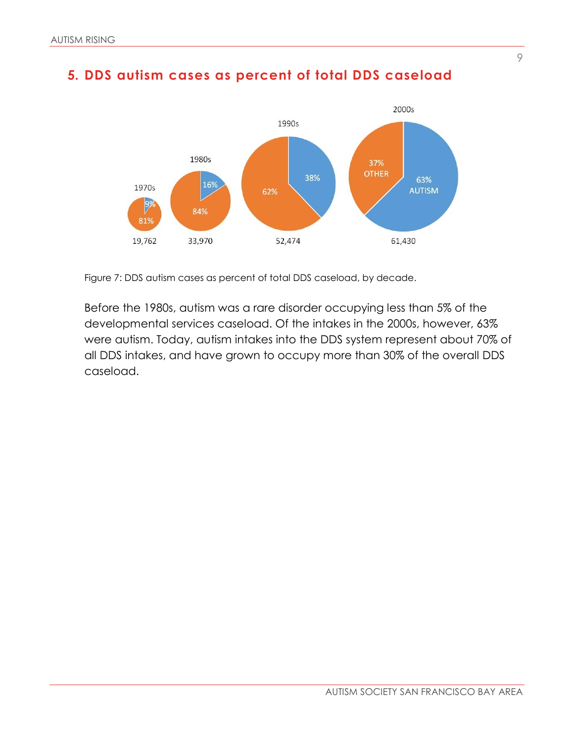## 5. DDS autism cases as percent of total DDS caseload

Figure 7: DDS autism cases as percent of total DDS caseload, by decade.

Before the 1980s, autism was a rare disorder occupying less than 5% of the developmental services caseload. Of the intakes in the 2000s, however, 63% were autism. Today, autism intakes into the DDS system represent about 70% of all DDS intakes, and have grown to occupy more than 30% of the overall DDS caseload.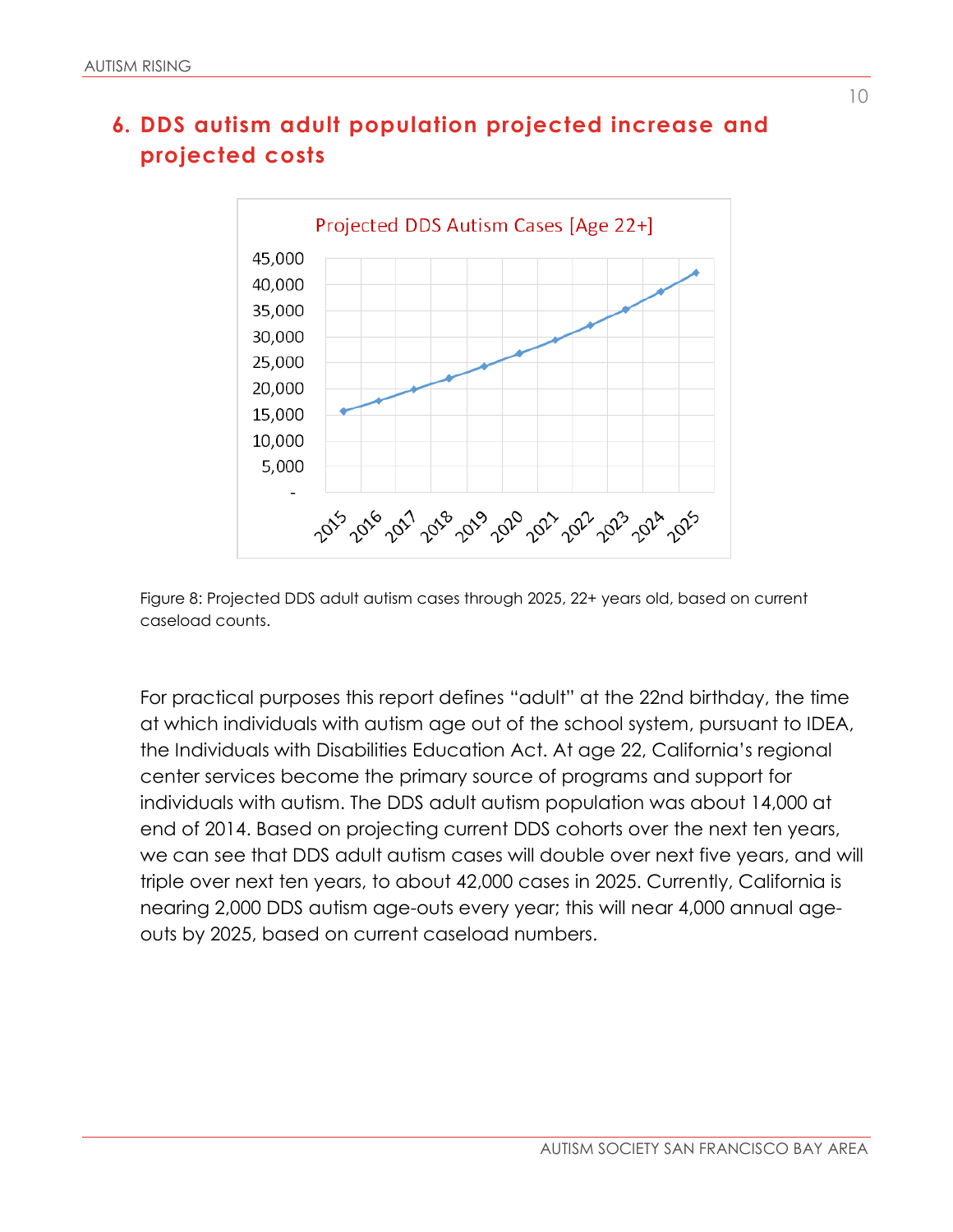## 6. DDS autism adult population projected increase and projected costs

Figure 8: Projected DDS adult autism cases through 2025, 22+ years old, based on current caseload counts.

For practical purposes this report defines “adult” at the 22nd birthday, the time at which individuals with autism age out of the school system, pursuant to IDEA, the Individuals with Disabilities Education Act. At age 22, California’s regional center services become the primary source of programs and support for individuals with autism. The DDS adult autism population was about 14,000 at end of 2014. Based on projecting current DDS cohorts over the next ten years, we can see that DDS adult autism cases will double over next five years, and will triple over next ten years, to about 42,000 cases in 2025. Currently, California is nearing 2,000 DDS autism age-outs every year; this will near 4,000 annual age-outs by 2025, based on current caseload numbers.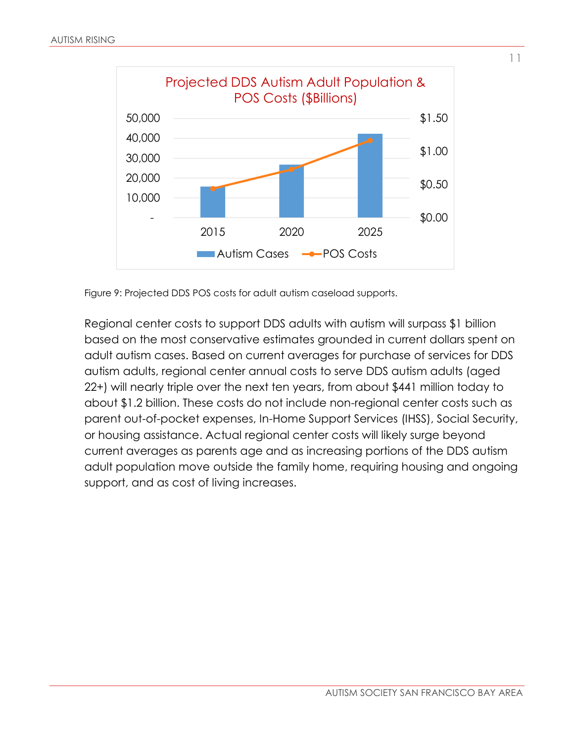Projected DDS Autism Adult Population & POS Costs ($Billions)

Figure 9: Projected DDS POS costs for adult autism caseload supports.

Regional center costs to support DDS adults with autism will surpass $1 billion based on the most conservative estimates grounded in current dollars spent on adult autism cases. Based on current averages for purchase of services for DDS autism adults, regional center annual costs to serve DDS autism adults (aged 22+) will nearly triple over the next ten years, from about $441 million today to about $1.2 billion. These costs do not include non-regional center costs such as parent out-of-pocket expenses, In-Home Support Services (IHSS), Social Security, or housing assistance. Actual regional center costs will likely surge beyond current averages as parents age and as increasing portions of the DDS autism adult population move outside the family home, requiring housing and ongoing support, and as cost of living increases.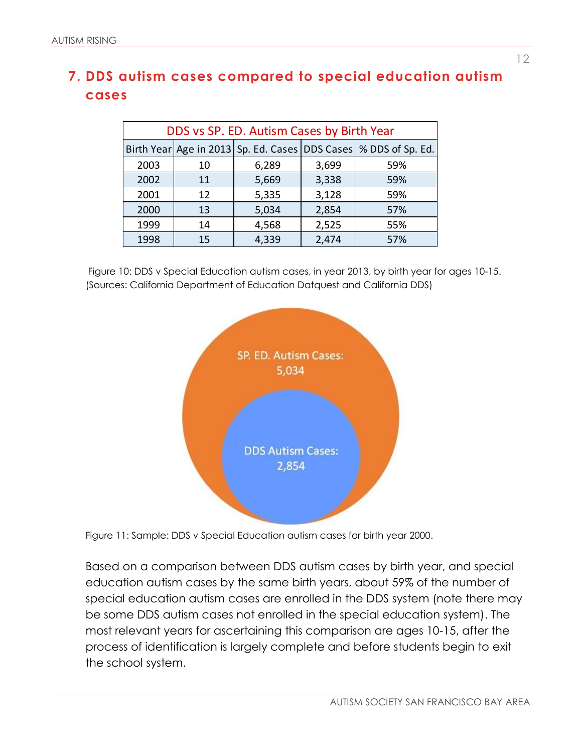## 7. DDS autism cases compared to special education autism cases

| DDS vs SP. ED. Autism Cases by Birth Year | | | | |
|---|---|---|---|---|
| Birth Year | Age in 2013 | Sp. Ed. Cases | DDS Cases | % DDS of Sp. Ed. |
| 2003 | 10 | 6,289 | 3,699 | 59% |
| 2002 | 11 | 5,669 | 3,338 | 59% |
| 2001 | 12 | 5,335 | 3,128 | 59% |
| 2000 | 13 | 5,034 | 2,854 | 57% |
| 1999 | 14 | 4,568 | 2,525 | 55% |
| 1998 | 15 | 4,339 | 2,474 | 57% |

Figure 10: DDS v Special Education autism cases, in year 2013, by birth year for ages 10-15. (Sources: California Department of Education Datquest and California DDS)

SP. ED. Autism Cases: 5,034

DDS Autism Cases: 2,854

Figure 11: Sample: DDS v Special Education autism cases for birth year 2000.

Based on a comparison between DDS autism cases by birth year, and special education autism cases by the same birth years, about 59% of the number of special education autism cases are enrolled in the DDS system (note there may be some DDS autism cases not enrolled in the special education system). The most relevant years for ascertaining this comparison are ages 10-15, after the process of identification is largely complete and before students begin to exit the school system.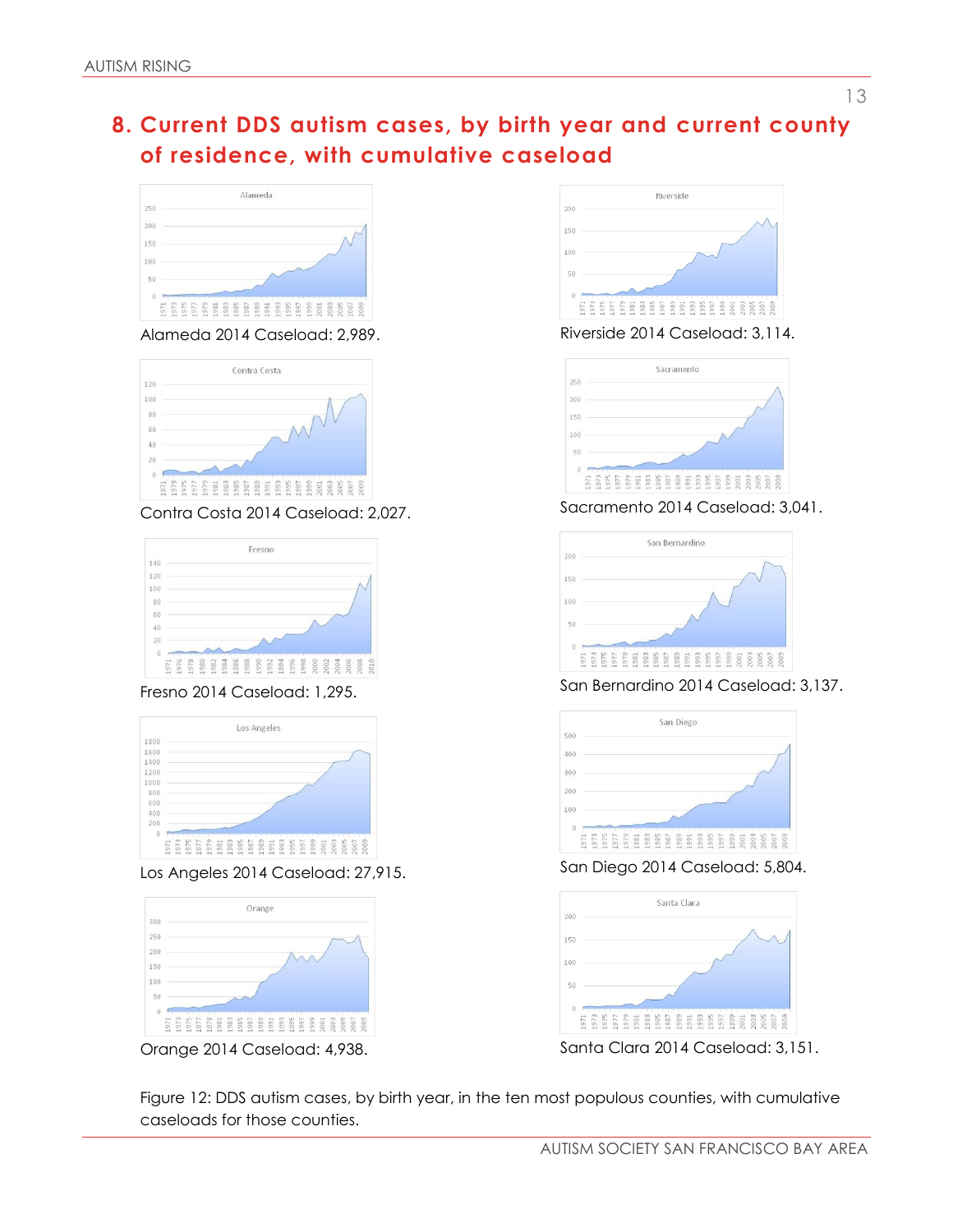## 8. Current DDS autism cases, by birth year and current county of residence, with cumulative caseload

Alameda 2014 Caseload: 2,989.

Riverside 2014 Caseload: 3,114.

Contra Costa 2014 Caseload: 2,027.

Sacramento 2014 Caseload: 3,041.

Fresno 2014 Caseload: 1,295.

San Bernardino 2014 Caseload: 3,137.

Los Angeles 2014 Caseload: 27,915.

San Diego 2014 Caseload: 5,804.

Orange 2014 Caseload: 4,938.

Santa Clara 2014 Caseload: 3,151.

Figure 12: DDS autism cases, by birth year, in the ten most populous counties, with cumulative caseloads for those counties.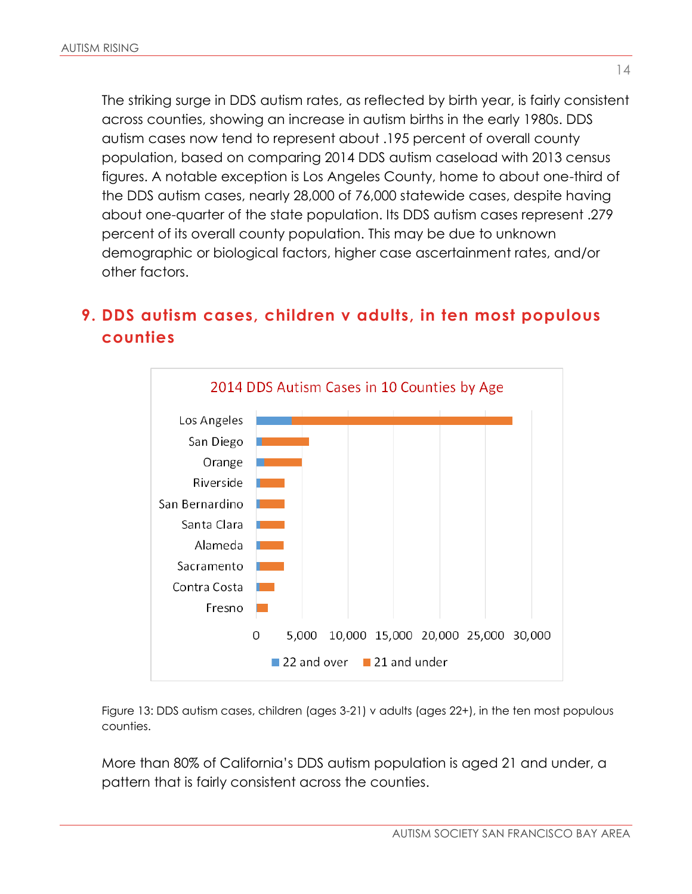The striking surge in DDS autism rates, as reflected by birth year, is fairly consistent across counties, showing an increase in autism births in the early 1980s. DDS autism cases now tend to represent about .195 percent of overall county population, based on comparing 2014 DDS autism caseload with 2013 census figures. A notable exception is Los Angeles County, home to about one-third of the DDS autism cases, nearly 28,000 of 76,000 statewide cases, despite having about one-quarter of the state population. Its DDS autism cases represent .279 percent of its overall county population. This may be due to unknown demographic or biological factors, higher case ascertainment rates, and/or other factors.

## 9. DDS autism cases, children v adults, in ten most populous counties

Figure 13: DDS autism cases, children (ages 3-21) v adults (ages 22+), in the ten most populous counties.

More than 80% of California's DDS autism population is aged 21 and under, a pattern that is fairly consistent across the counties.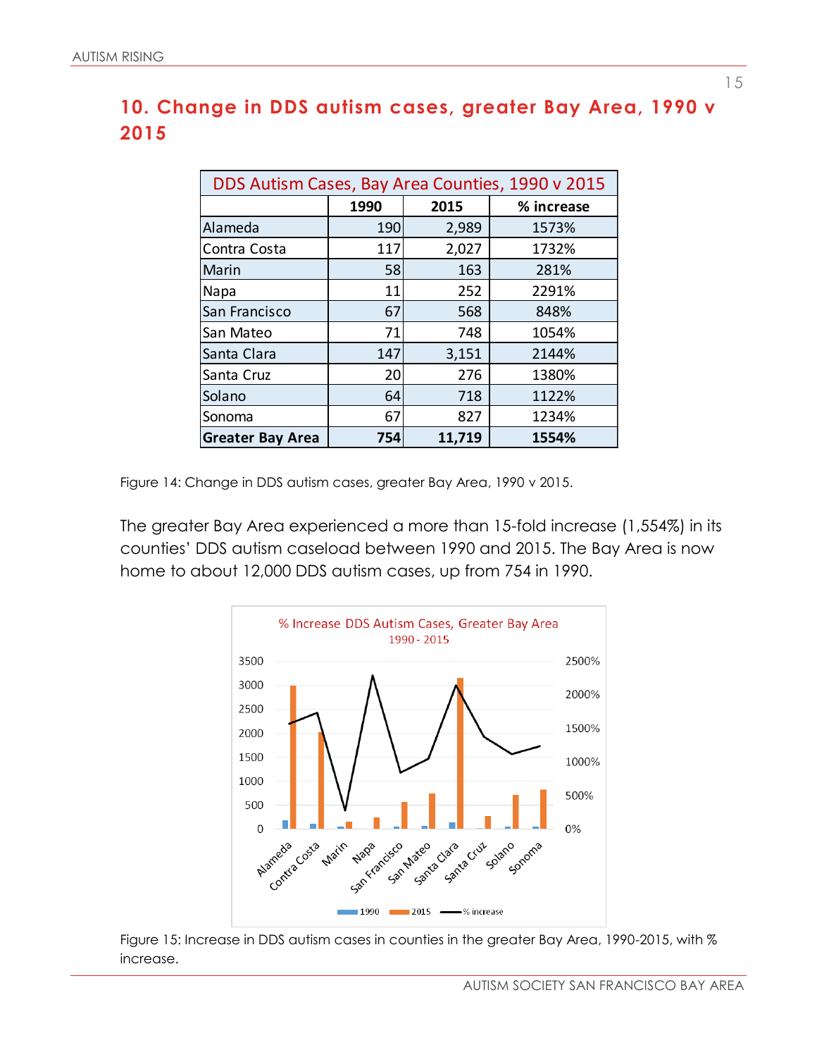## 10. Change in DDS autism cases, greater Bay Area, 1990 v 2015

| DDS Autism Cases, Bay Area Counties, 1990 v 2015 | | | |
|---|---|---|---|
| | 1990 | 2015 | % increase |
| Alameda | 190 | 2,989 | 1573% |
| Contra Costa | 117 | 2,027 | 1732% |
| Marin | 58 | 163 | 281% |
| Napa | 11 | 252 | 2291% |
| San Francisco | 67 | 568 | 848% |
| San Mateo | 71 | 748 | 1054% |
| Santa Clara | 147 | 3,151 | 2144% |
| Santa Cruz | 20 | 276 | 1380% |
| Solano | 64 | 718 | 1122% |
| Sonoma | 67 | 827 | 1234% |
| **Greater Bay Area** | **754** | **11,719** | **1554%** |

Figure 14: Change in DDS autism cases, greater Bay Area, 1990 v 2015.

The greater Bay Area experienced a more than 15-fold increase (1,554%) in its counties' DDS autism caseload between 1990 and 2015. The Bay Area is now home to about 12,000 DDS autism cases, up from 754 in 1990.

Figure 15: Increase in DDS autism cases in counties in the greater Bay Area, 1990-2015, with % increase.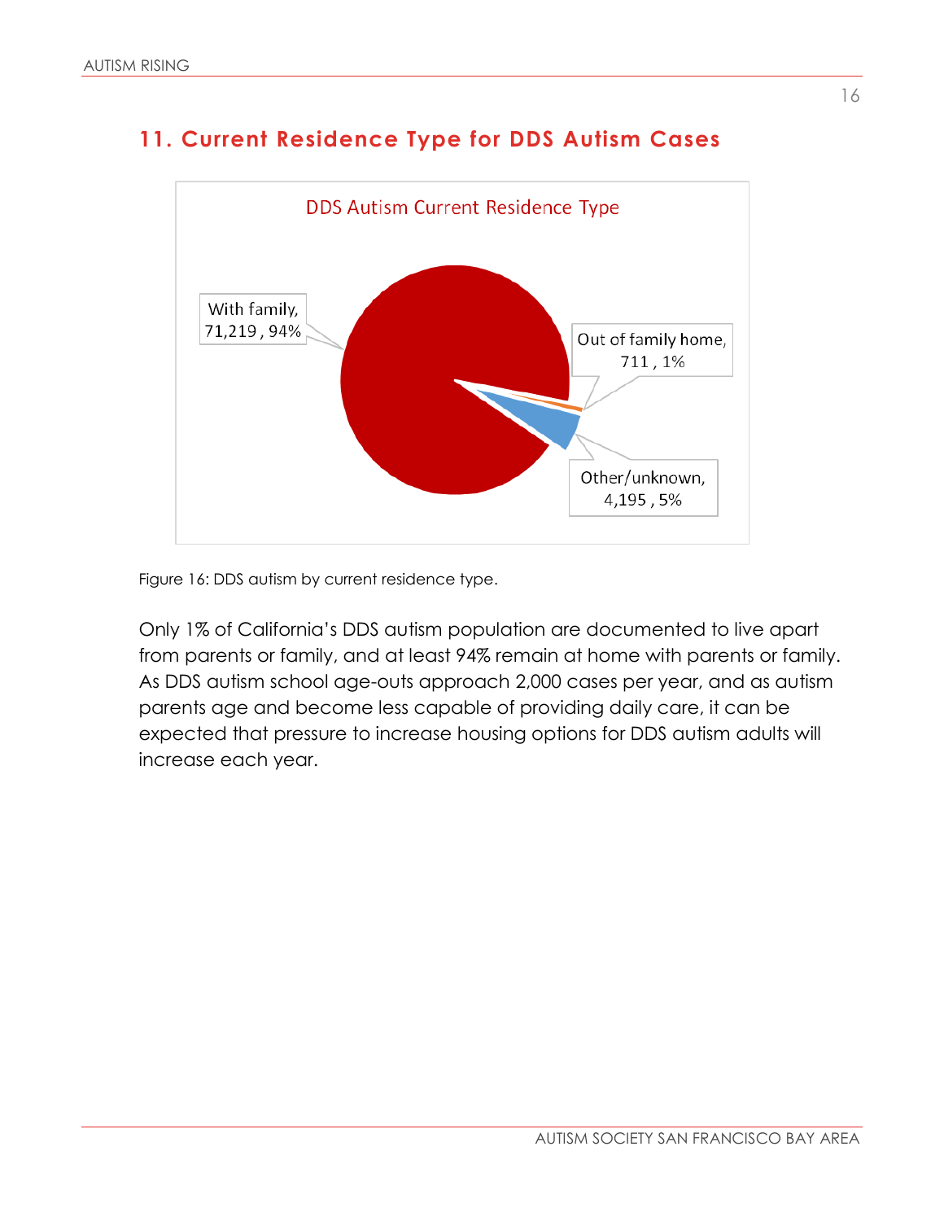## 11. Current Residence Type for DDS Autism Cases

Figure 16: DDS autism by current residence type.

Only 1% of California's DDS autism population are documented to live apart from parents or family, and at least 94% remain at home with parents or family. As DDS autism school age-outs approach 2,000 cases per year, and as autism parents age and become less capable of providing daily care, it can be expected that pressure to increase housing options for DDS autism adults will increase each year.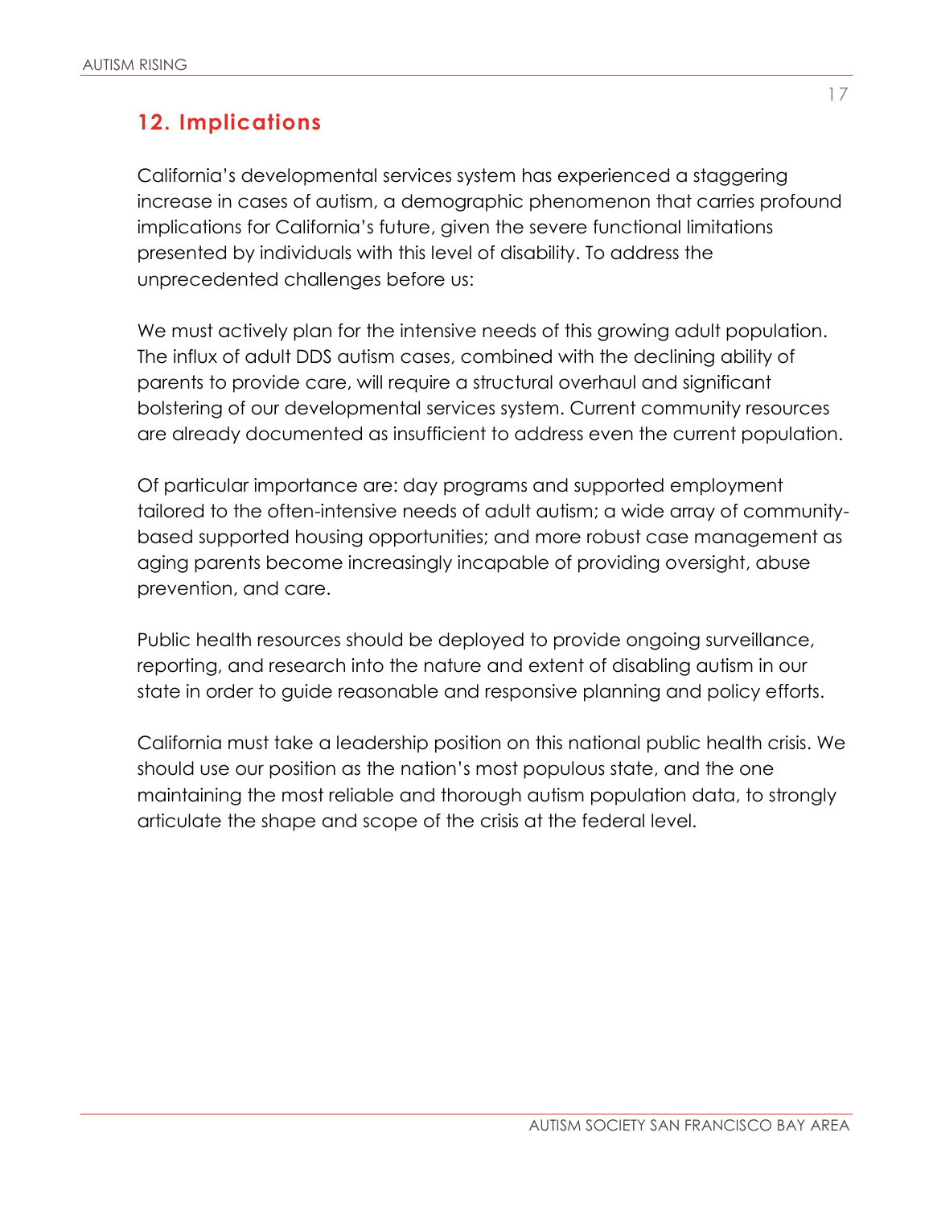## 12. Implications

California's developmental services system has experienced a staggering increase in cases of autism, a demographic phenomenon that carries profound implications for California's future, given the severe functional limitations presented by individuals with this level of disability. To address the unprecedented challenges before us:

We must actively plan for the intensive needs of this growing adult population. The influx of adult DDS autism cases, combined with the declining ability of parents to provide care, will require a structural overhaul and significant bolstering of our developmental services system. Current community resources are already documented as insufficient to address even the current population.

Of particular importance are: day programs and supported employment tailored to the often-intensive needs of adult autism; a wide array of community-based supported housing opportunities; and more robust case management as aging parents become increasingly incapable of providing oversight, abuse prevention, and care.

Public health resources should be deployed to provide ongoing surveillance, reporting, and research into the nature and extent of disabling autism in our state in order to guide reasonable and responsive planning and policy efforts.

California must take a leadership position on this national public health crisis. We should use our position as the nation's most populous state, and the one maintaining the most reliable and thorough autism population data, to strongly articulate the shape and scope of the crisis at the federal level.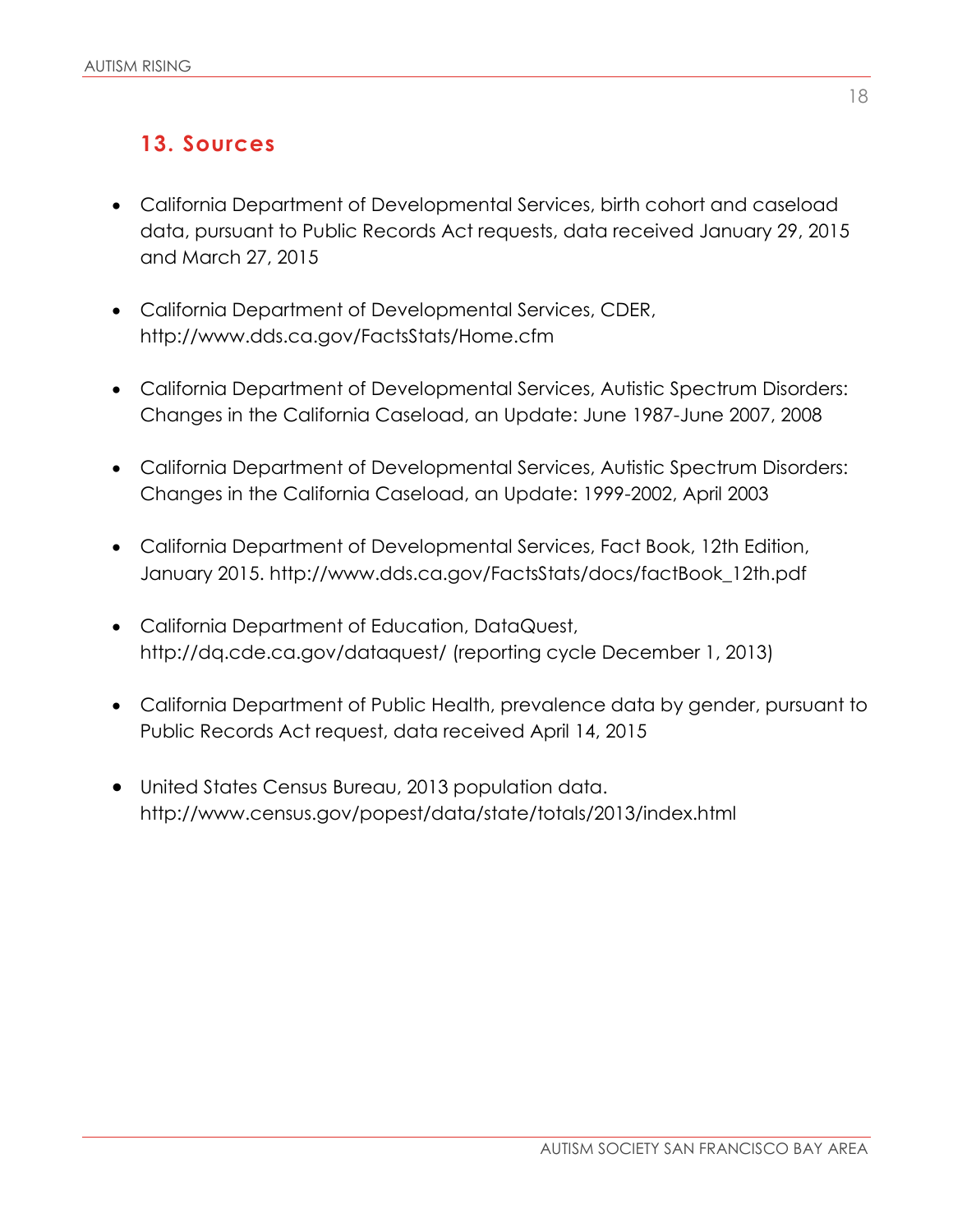## 13. Sources

- California Department of Developmental Services, birth cohort and caseload data, pursuant to Public Records Act requests, data received January 29, 2015 and March 27, 2015

- California Department of Developmental Services, CDER, http://www.dds.ca.gov/FactsStats/Home.cfm

- California Department of Developmental Services, Autistic Spectrum Disorders: Changes in the California Caseload, an Update: June 1987-June 2007, 2008

- California Department of Developmental Services, Autistic Spectrum Disorders: Changes in the California Caseload, an Update: 1999-2002, April 2003

- California Department of Developmental Services, Fact Book, 12th Edition, January 2015. http://www.dds.ca.gov/FactsStats/docs/factBook_12th.pdf

- California Department of Education, DataQuest, http://dq.cde.ca.gov/dataquest/ (reporting cycle December 1, 2013)

- California Department of Public Health, prevalence data by gender, pursuant to Public Records Act request, data received April 14, 2015

- United States Census Bureau, 2013 population data. http://www.census.gov/popest/data/state/totals/2013/index.html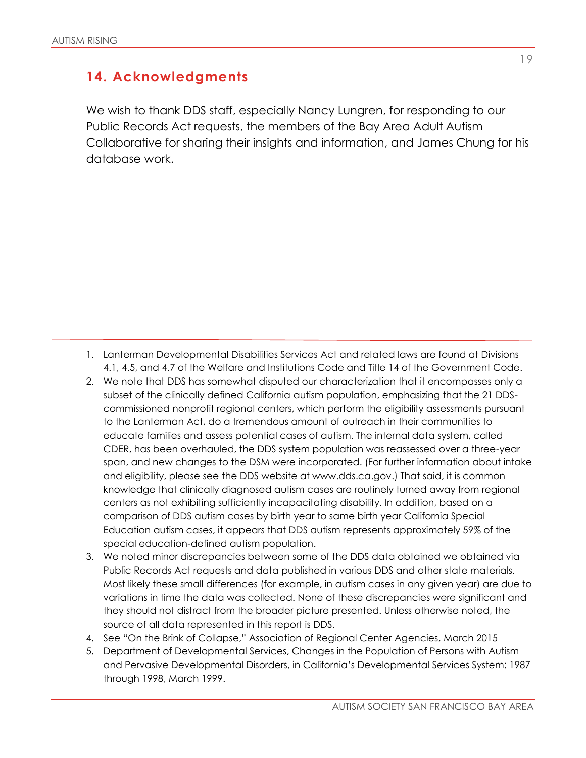## 14. Acknowledgments

We wish to thank DDS staff, especially Nancy Lungren, for responding to our Public Records Act requests, the members of the Bay Area Adult Autism Collaborative for sharing their insights and information, and James Chung for his database work.

---

1. Lanterman Developmental Disabilities Services Act and related laws are found at Divisions 4.1, 4.5, and 4.7 of the Welfare and Institutions Code and Title 14 of the Government Code.
2. We note that DDS has somewhat disputed our characterization that it encompasses only a subset of the clinically defined California autism population, emphasizing that the 21 DDS-commissioned nonprofit regional centers, which perform the eligibility assessments pursuant to the Lanterman Act, do a tremendous amount of outreach in their communities to educate families and assess potential cases of autism. The internal data system, called CDER, has been overhauled, the DDS system population was reassessed over a three-year span, and new changes to the DSM were incorporated. (For further information about intake and eligibility, please see the DDS website at www.dds.ca.gov.) That said, it is common knowledge that clinically diagnosed autism cases are routinely turned away from regional centers as not exhibiting sufficiently incapacitating disability. In addition, based on a comparison of DDS autism cases by birth year to same birth year California Special Education autism cases, it appears that DDS autism represents approximately 59% of the special education-defined autism population.
3. We noted minor discrepancies between some of the DDS data obtained we obtained via Public Records Act requests and data published in various DDS and other state materials. Most likely these small differences (for example, in autism cases in any given year) are due to variations in time the data was collected. None of these discrepancies were significant and they should not distract from the broader picture presented. Unless otherwise noted, the source of all data represented in this report is DDS.
4. See "On the Brink of Collapse," Association of Regional Center Agencies, March 2015
5. Department of Developmental Services, Changes in the Population of Persons with Autism and Pervasive Developmental Disorders, in California's Developmental Services System: 1987 through 1998, March 1999.